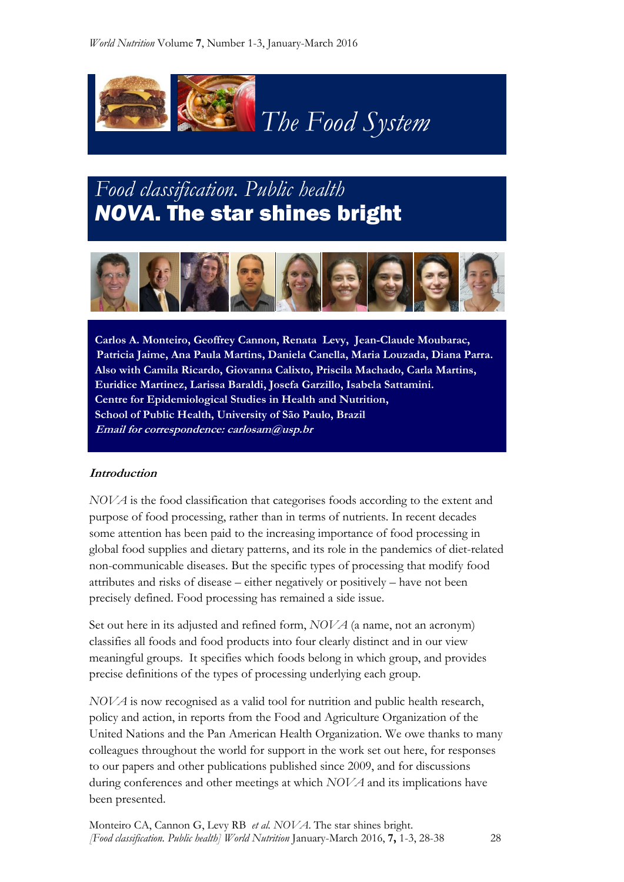# The Food System

## *Food classification. Public health*
## ***NOVA*. The star shines bright**

**Carlos A. Monteiro, Geoffrey Cannon, Renata Levy, Jean-Claude Moubarac, Patricia Jaime, Ana Paula Martins, Daniela Canella, Maria Louzada, Diana Parra. Also with Camila Ricardo, Giovanna Calixto, Priscila Machado, Carla Martins, Euridice Martinez, Larissa Baraldi, Josefa Garzillo, Isabela Sattamini. Centre for Epidemiological Studies in Health and Nutrition, School of Public Health, University of São Paulo, Brazil**
***Email for correspondence: carlosam@usp.br***

### *Introduction*

*NOVA* is the food classification that categorises foods according to the extent and purpose of food processing, rather than in terms of nutrients. In recent decades some attention has been paid to the increasing importance of food processing in global food supplies and dietary patterns, and its role in the pandemics of diet-related non-communicable diseases. But the specific types of processing that modify food attributes and risks of disease – either negatively or positively – have not been precisely defined. Food processing has remained a side issue.

Set out here in its adjusted and refined form, *NOVA* (a name, not an acronym) classifies all foods and food products into four clearly distinct and in our view meaningful groups. It specifies which foods belong in which group, and provides precise definitions of the types of processing underlying each group.

*NOVA* is now recognised as a valid tool for nutrition and public health research, policy and action, in reports from the Food and Agriculture Organization of the United Nations and the Pan American Health Organization. We owe thanks to many colleagues throughout the world for support in the work set out here, for responses to our papers and other publications published since 2009, and for discussions during conferences and other meetings at which *NOVA* and its implications have been presented.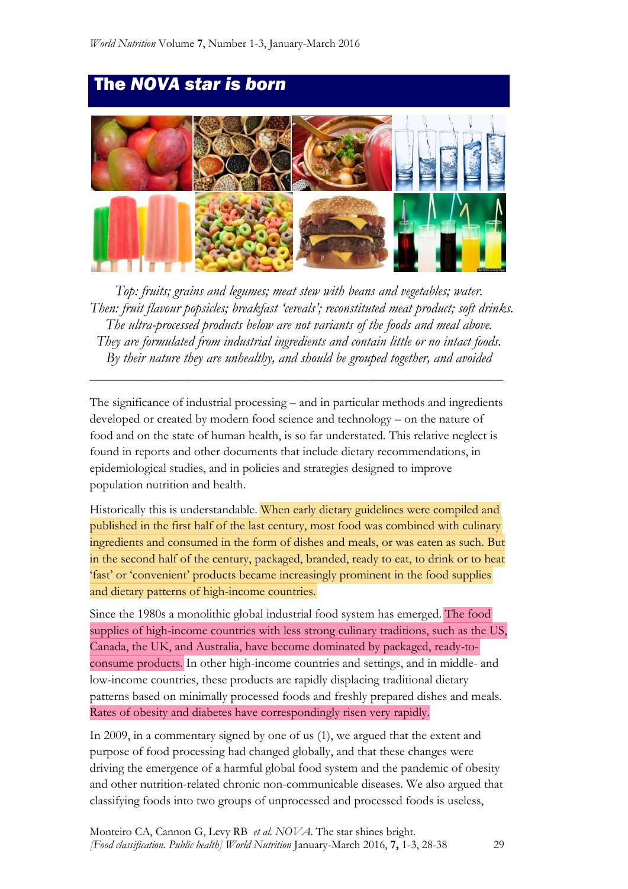# The *NOVA* star is born

*Top: fruits; grains and legumes; meat stew with beans and vegetables; water.*
*Then: fruit flavour popsicles; breakfast 'cereals'; reconstituted meat product; soft drinks.*
*The ultra-processed products below are not variants of the foods and meal above.*
*They are formulated from industrial ingredients and contain little or no intact foods.*
*By their nature they are unhealthy, and should be grouped together, and avoided*

---

The significance of industrial processing – and in particular methods and ingredients developed or created by modern food science and technology – on the nature of food and on the state of human health, is so far understated. This relative neglect is found in reports and other documents that include dietary recommendations, in epidemiological studies, and in policies and strategies designed to improve population nutrition and health.

Historically this is understandable. When early dietary guidelines were compiled and published in the first half of the last century, most food was combined with culinary ingredients and consumed in the form of dishes and meals, or was eaten as such. But in the second half of the century, packaged, branded, ready to eat, to drink or to heat 'fast' or 'convenient' products became increasingly prominent in the food supplies and dietary patterns of high-income countries.

Since the 1980s a monolithic global industrial food system has emerged. The food supplies of high-income countries with less strong culinary traditions, such as the US, Canada, the UK, and Australia, have become dominated by packaged, ready-to-consume products. In other high-income countries and settings, and in middle- and low-income countries, these products are rapidly displacing traditional dietary patterns based on minimally processed foods and freshly prepared dishes and meals. Rates of obesity and diabetes have correspondingly risen very rapidly.

In 2009, in a commentary signed by one of us (1), we argued that the extent and purpose of food processing had changed globally, and that these changes were driving the emergence of a harmful global food system and the pandemic of obesity and other nutrition-related chronic non-communicable diseases. We also argued that classifying foods into two groups of unprocessed and processed foods is useless,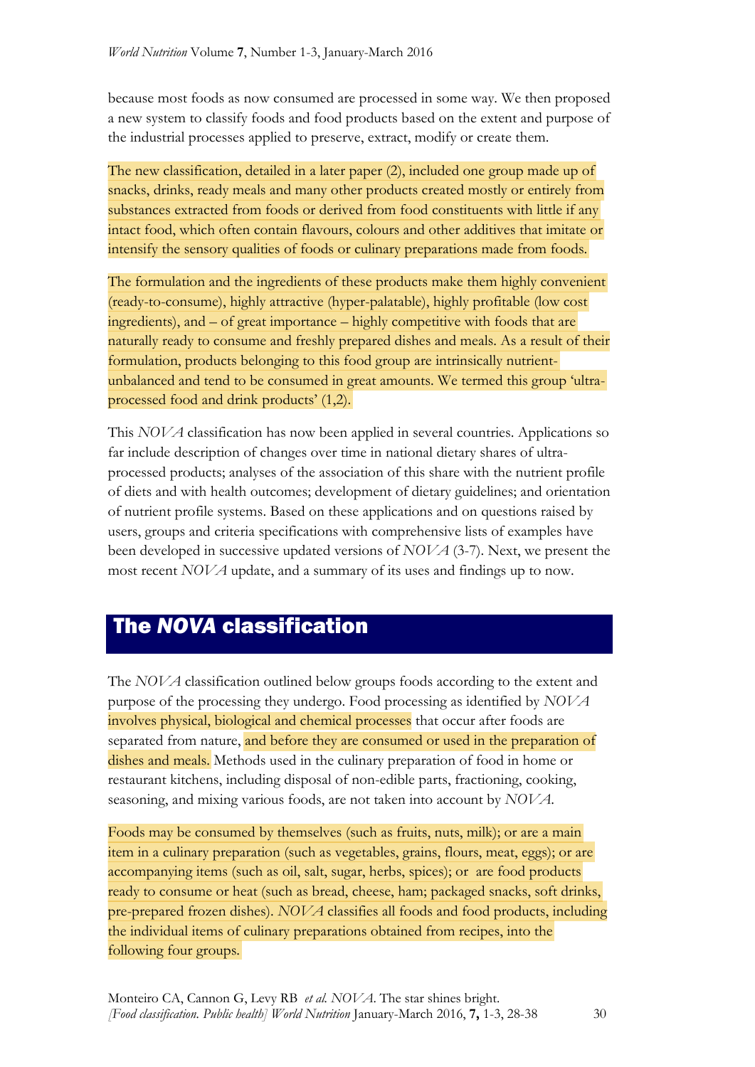because most foods as now consumed are processed in some way. We then proposed a new system to classify foods and food products based on the extent and purpose of the industrial processes applied to preserve, extract, modify or create them.

The new classification, detailed in a later paper (2), included one group made up of snacks, drinks, ready meals and many other products created mostly or entirely from substances extracted from foods or derived from food constituents with little if any intact food, which often contain flavours, colours and other additives that imitate or intensify the sensory qualities of foods or culinary preparations made from foods.

The formulation and the ingredients of these products make them highly convenient (ready-to-consume), highly attractive (hyper-palatable), highly profitable (low cost ingredients), and – of great importance – highly competitive with foods that are naturally ready to consume and freshly prepared dishes and meals. As a result of their formulation, products belonging to this food group are intrinsically nutrient-unbalanced and tend to be consumed in great amounts. We termed this group 'ultra-processed food and drink products' (1,2).

This *NOVA* classification has now been applied in several countries. Applications so far include description of changes over time in national dietary shares of ultra-processed products; analyses of the association of this share with the nutrient profile of diets and with health outcomes; development of dietary guidelines; and orientation of nutrient profile systems. Based on these applications and on questions raised by users, groups and criteria specifications with comprehensive lists of examples have been developed in successive updated versions of *NOVA* (3-7). Next, we present the most recent *NOVA* update, and a summary of its uses and findings up to now.

## The *NOVA* classification

The *NOVA* classification outlined below groups foods according to the extent and purpose of the processing they undergo. Food processing as identified by *NOVA* involves physical, biological and chemical processes that occur after foods are separated from nature, and before they are consumed or used in the preparation of dishes and meals. Methods used in the culinary preparation of food in home or restaurant kitchens, including disposal of non-edible parts, fractioning, cooking, seasoning, and mixing various foods, are not taken into account by *NOVA*.

Foods may be consumed by themselves (such as fruits, nuts, milk); or are a main item in a culinary preparation (such as vegetables, grains, flours, meat, eggs); or are accompanying items (such as oil, salt, sugar, herbs, spices); or are food products ready to consume or heat (such as bread, cheese, ham; packaged snacks, soft drinks, pre-prepared frozen dishes). *NOVA* classifies all foods and food products, including the individual items of culinary preparations obtained from recipes, into the following four groups.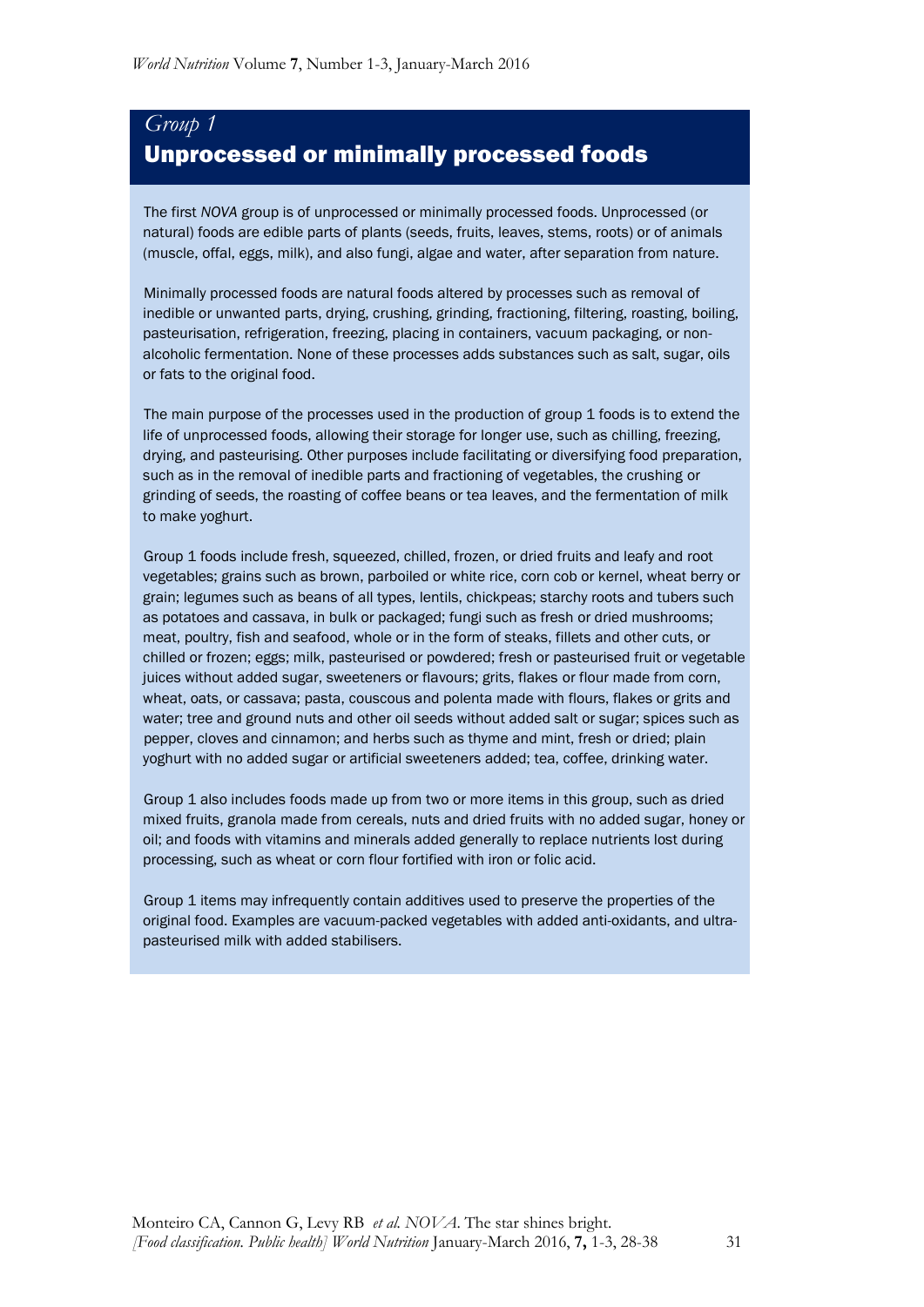*Group 1*

## Unprocessed or minimally processed foods

The first *NOVA* group is of unprocessed or minimally processed foods. Unprocessed (or natural) foods are edible parts of plants (seeds, fruits, leaves, stems, roots) or of animals (muscle, offal, eggs, milk), and also fungi, algae and water, after separation from nature.

Minimally processed foods are natural foods altered by processes such as removal of inedible or unwanted parts, drying, crushing, grinding, fractioning, filtering, roasting, boiling, pasteurisation, refrigeration, freezing, placing in containers, vacuum packaging, or non-alcoholic fermentation. None of these processes adds substances such as salt, sugar, oils or fats to the original food.

The main purpose of the processes used in the production of group 1 foods is to extend the life of unprocessed foods, allowing their storage for longer use, such as chilling, freezing, drying, and pasteurising. Other purposes include facilitating or diversifying food preparation, such as in the removal of inedible parts and fractioning of vegetables, the crushing or grinding of seeds, the roasting of coffee beans or tea leaves, and the fermentation of milk to make yoghurt.

Group 1 foods include fresh, squeezed, chilled, frozen, or dried fruits and leafy and root vegetables; grains such as brown, parboiled or white rice, corn cob or kernel, wheat berry or grain; legumes such as beans of all types, lentils, chickpeas; starchy roots and tubers such as potatoes and cassava, in bulk or packaged; fungi such as fresh or dried mushrooms; meat, poultry, fish and seafood, whole or in the form of steaks, fillets and other cuts, or chilled or frozen; eggs; milk, pasteurised or powdered; fresh or pasteurised fruit or vegetable juices without added sugar, sweeteners or flavours; grits, flakes or flour made from corn, wheat, oats, or cassava; pasta, couscous and polenta made with flours, flakes or grits and water; tree and ground nuts and other oil seeds without added salt or sugar; spices such as pepper, cloves and cinnamon; and herbs such as thyme and mint, fresh or dried; plain yoghurt with no added sugar or artificial sweeteners added; tea, coffee, drinking water.

Group 1 also includes foods made up from two or more items in this group, such as dried mixed fruits, granola made from cereals, nuts and dried fruits with no added sugar, honey or oil; and foods with vitamins and minerals added generally to replace nutrients lost during processing, such as wheat or corn flour fortified with iron or folic acid.

Group 1 items may infrequently contain additives used to preserve the properties of the original food. Examples are vacuum-packed vegetables with added anti-oxidants, and ultra-pasteurised milk with added stabilisers.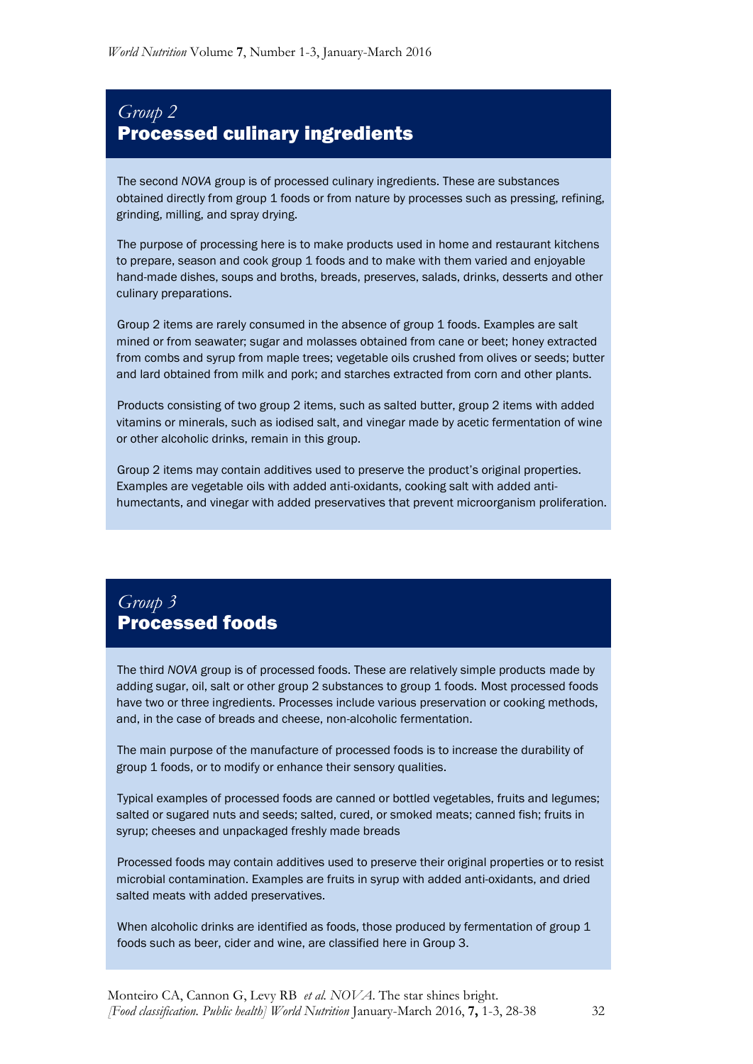## *Group 2*
## Processed culinary ingredients

The second *NOVA* group is of processed culinary ingredients. These are substances obtained directly from group 1 foods or from nature by processes such as pressing, refining, grinding, milling, and spray drying.

The purpose of processing here is to make products used in home and restaurant kitchens to prepare, season and cook group 1 foods and to make with them varied and enjoyable hand-made dishes, soups and broths, breads, preserves, salads, drinks, desserts and other culinary preparations.

Group 2 items are rarely consumed in the absence of group 1 foods. Examples are salt mined or from seawater; sugar and molasses obtained from cane or beet; honey extracted from combs and syrup from maple trees; vegetable oils crushed from olives or seeds; butter and lard obtained from milk and pork; and starches extracted from corn and other plants.

Products consisting of two group 2 items, such as salted butter, group 2 items with added vitamins or minerals, such as iodised salt, and vinegar made by acetic fermentation of wine or other alcoholic drinks, remain in this group.

Group 2 items may contain additives used to preserve the product's original properties. Examples are vegetable oils with added anti-oxidants, cooking salt with added anti-humectants, and vinegar with added preservatives that prevent microorganism proliferation.

## *Group 3*
## Processed foods

The third *NOVA* group is of processed foods. These are relatively simple products made by adding sugar, oil, salt or other group 2 substances to group 1 foods. Most processed foods have two or three ingredients. Processes include various preservation or cooking methods, and, in the case of breads and cheese, non-alcoholic fermentation.

The main purpose of the manufacture of processed foods is to increase the durability of group 1 foods, or to modify or enhance their sensory qualities.

Typical examples of processed foods are canned or bottled vegetables, fruits and legumes; salted or sugared nuts and seeds; salted, cured, or smoked meats; canned fish; fruits in syrup; cheeses and unpackaged freshly made breads

Processed foods may contain additives used to preserve their original properties or to resist microbial contamination. Examples are fruits in syrup with added anti-oxidants, and dried salted meats with added preservatives.

When alcoholic drinks are identified as foods, those produced by fermentation of group 1 foods such as beer, cider and wine, are classified here in Group 3.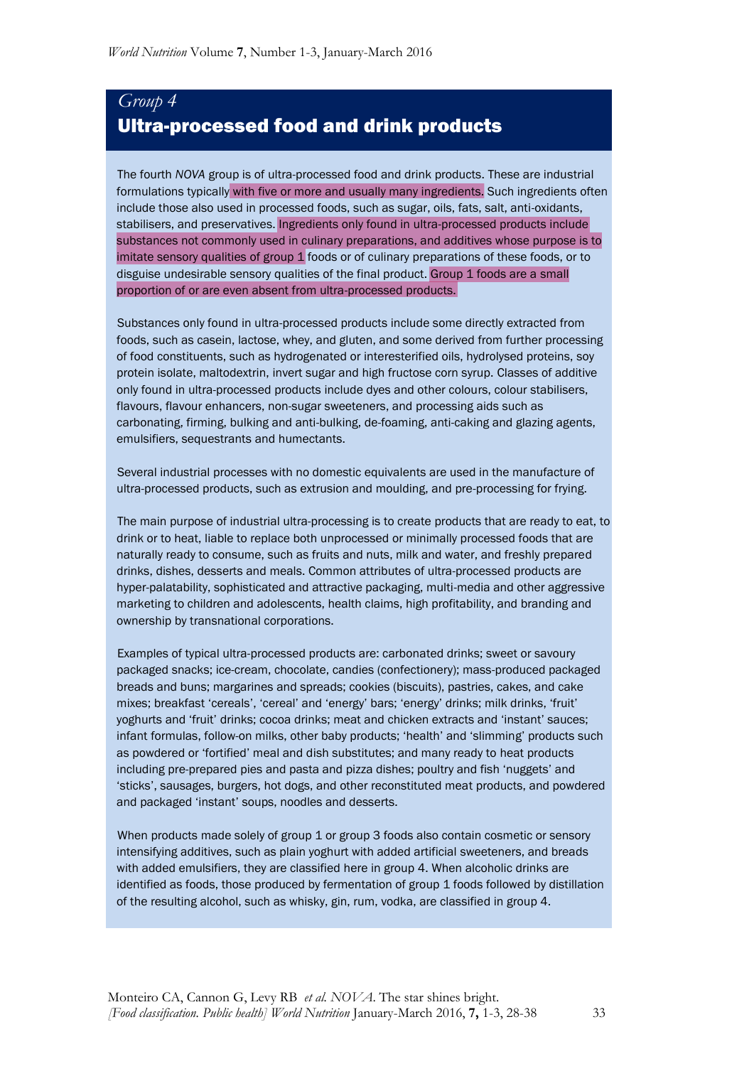## *Group 4*
## Ultra-processed food and drink products

The fourth *NOVA* group is of ultra-processed food and drink products. These are industrial formulations typically with five or more and usually many ingredients. Such ingredients often include those also used in processed foods, such as sugar, oils, fats, salt, anti-oxidants, stabilisers, and preservatives. Ingredients only found in ultra-processed products include substances not commonly used in culinary preparations, and additives whose purpose is to imitate sensory qualities of group 1 foods or of culinary preparations of these foods, or to disguise undesirable sensory qualities of the final product. Group 1 foods are a small proportion of or are even absent from ultra-processed products.

Substances only found in ultra-processed products include some directly extracted from foods, such as casein, lactose, whey, and gluten, and some derived from further processing of food constituents, such as hydrogenated or interesterified oils, hydrolysed proteins, soy protein isolate, maltodextrin, invert sugar and high fructose corn syrup. Classes of additive only found in ultra-processed products include dyes and other colours, colour stabilisers, flavours, flavour enhancers, non-sugar sweeteners, and processing aids such as carbonating, firming, bulking and anti-bulking, de-foaming, anti-caking and glazing agents, emulsifiers, sequestrants and humectants.

Several industrial processes with no domestic equivalents are used in the manufacture of ultra-processed products, such as extrusion and moulding, and pre-processing for frying.

The main purpose of industrial ultra-processing is to create products that are ready to eat, to drink or to heat, liable to replace both unprocessed or minimally processed foods that are naturally ready to consume, such as fruits and nuts, milk and water, and freshly prepared drinks, dishes, desserts and meals. Common attributes of ultra-processed products are hyper-palatability, sophisticated and attractive packaging, multi-media and other aggressive marketing to children and adolescents, health claims, high profitability, and branding and ownership by transnational corporations.

Examples of typical ultra-processed products are: carbonated drinks; sweet or savoury packaged snacks; ice-cream, chocolate, candies (confectionery); mass-produced packaged breads and buns; margarines and spreads; cookies (biscuits), pastries, cakes, and cake mixes; breakfast 'cereals', 'cereal' and 'energy' bars; 'energy' drinks; milk drinks, 'fruit' yoghurts and 'fruit' drinks; cocoa drinks; meat and chicken extracts and 'instant' sauces; infant formulas, follow-on milks, other baby products; 'health' and 'slimming' products such as powdered or 'fortified' meal and dish substitutes; and many ready to heat products including pre-prepared pies and pasta and pizza dishes; poultry and fish 'nuggets' and 'sticks', sausages, burgers, hot dogs, and other reconstituted meat products, and powdered and packaged 'instant' soups, noodles and desserts.

When products made solely of group 1 or group 3 foods also contain cosmetic or sensory intensifying additives, such as plain yoghurt with added artificial sweeteners, and breads with added emulsifiers, they are classified here in group 4. When alcoholic drinks are identified as foods, those produced by fermentation of group 1 foods followed by distillation of the resulting alcohol, such as whisky, gin, rum, vodka, are classified in group 4.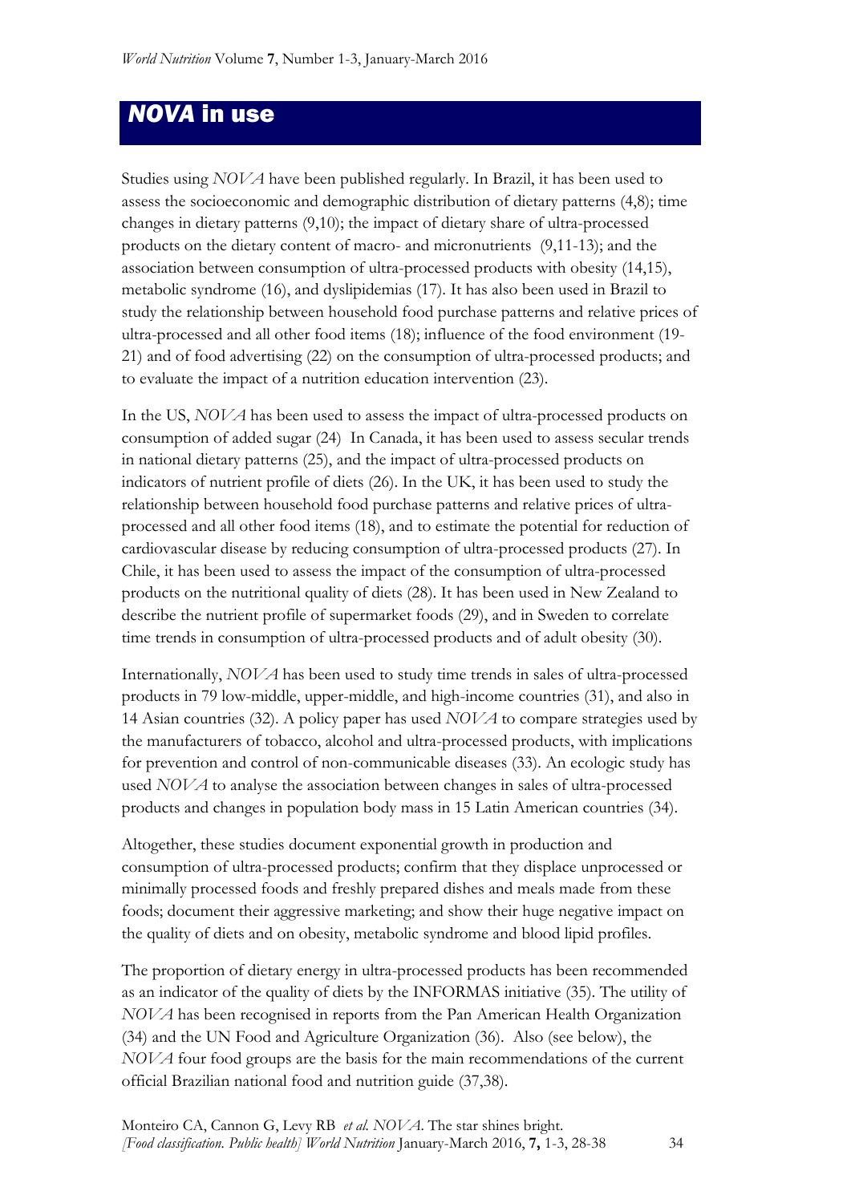## *NOVA* in use

Studies using *NOVA* have been published regularly. In Brazil, it has been used to assess the socioeconomic and demographic distribution of dietary patterns (4,8); time changes in dietary patterns (9,10); the impact of dietary share of ultra-processed products on the dietary content of macro- and micronutrients (9,11-13); and the association between consumption of ultra-processed products with obesity (14,15), metabolic syndrome (16), and dyslipidemias (17). It has also been used in Brazil to study the relationship between household food purchase patterns and relative prices of ultra-processed and all other food items (18); influence of the food environment (19-21) and of food advertising (22) on the consumption of ultra-processed products; and to evaluate the impact of a nutrition education intervention (23).

In the US, *NOVA* has been used to assess the impact of ultra-processed products on consumption of added sugar (24) In Canada, it has been used to assess secular trends in national dietary patterns (25), and the impact of ultra-processed products on indicators of nutrient profile of diets (26). In the UK, it has been used to study the relationship between household food purchase patterns and relative prices of ultra-processed and all other food items (18), and to estimate the potential for reduction of cardiovascular disease by reducing consumption of ultra-processed products (27). In Chile, it has been used to assess the impact of the consumption of ultra-processed products on the nutritional quality of diets (28). It has been used in New Zealand to describe the nutrient profile of supermarket foods (29), and in Sweden to correlate time trends in consumption of ultra-processed products and of adult obesity (30).

Internationally, *NOVA* has been used to study time trends in sales of ultra-processed products in 79 low-middle, upper-middle, and high-income countries (31), and also in 14 Asian countries (32). A policy paper has used *NOVA* to compare strategies used by the manufacturers of tobacco, alcohol and ultra-processed products, with implications for prevention and control of non-communicable diseases (33). An ecologic study has used *NOVA* to analyse the association between changes in sales of ultra-processed products and changes in population body mass in 15 Latin American countries (34).

Altogether, these studies document exponential growth in production and consumption of ultra-processed products; confirm that they displace unprocessed or minimally processed foods and freshly prepared dishes and meals made from these foods; document their aggressive marketing; and show their huge negative impact on the quality of diets and on obesity, metabolic syndrome and blood lipid profiles.

The proportion of dietary energy in ultra-processed products has been recommended as an indicator of the quality of diets by the INFORMAS initiative (35). The utility of *NOVA* has been recognised in reports from the Pan American Health Organization (34) and the UN Food and Agriculture Organization (36). Also (see below), the *NOVA* four food groups are the basis for the main recommendations of the current official Brazilian national food and nutrition guide (37,38).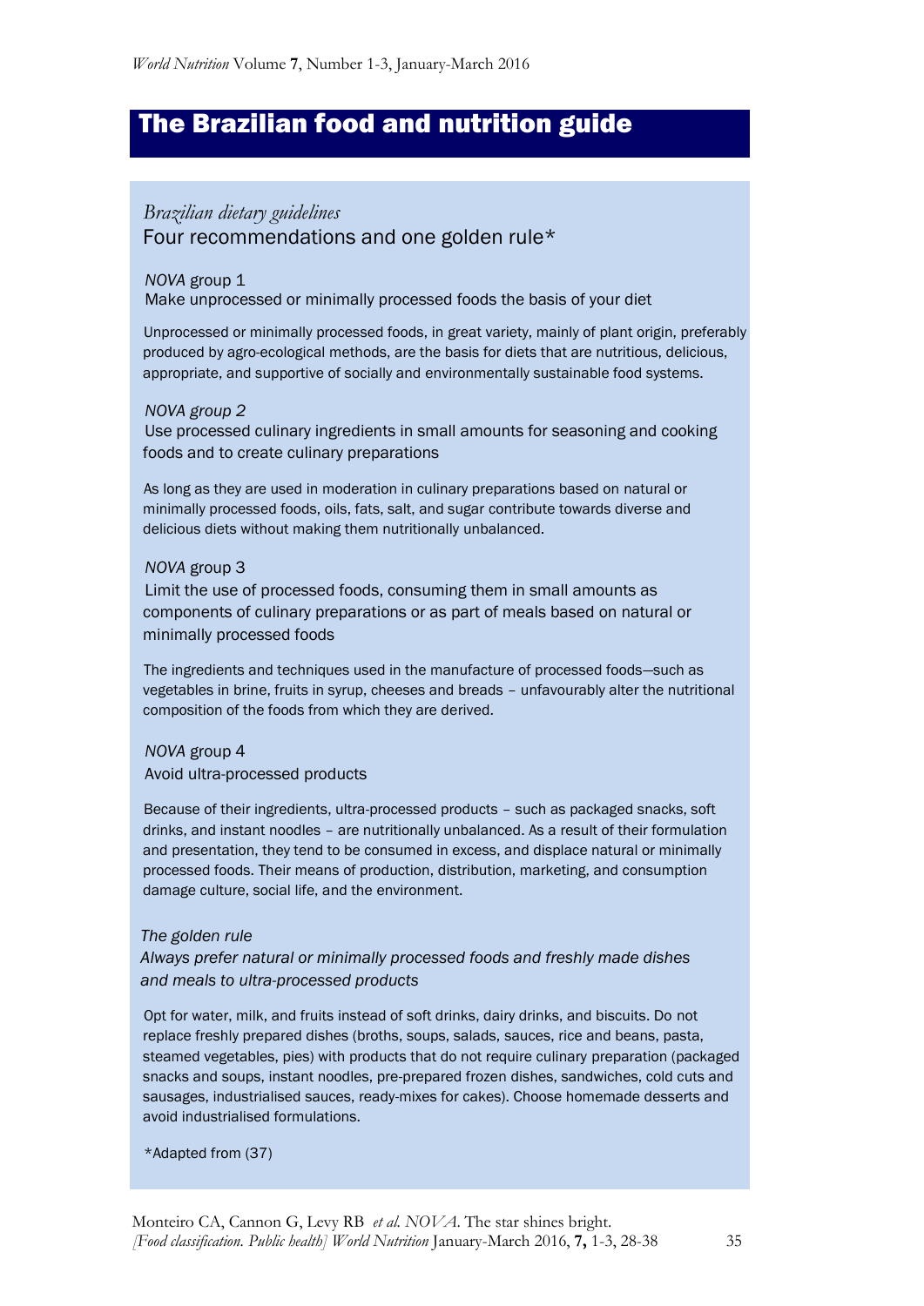# The Brazilian food and nutrition guide

*Brazilian dietary guidelines*

Four recommendations and one golden rule*

*NOVA* group 1

Make unprocessed or minimally processed foods the basis of your diet

Unprocessed or minimally processed foods, in great variety, mainly of plant origin, preferably produced by agro-ecological methods, are the basis for diets that are nutritious, delicious, appropriate, and supportive of socially and environmentally sustainable food systems.

*NOVA group 2*

Use processed culinary ingredients in small amounts for seasoning and cooking foods and to create culinary preparations

As long as they are used in moderation in culinary preparations based on natural or minimally processed foods, oils, fats, salt, and sugar contribute towards diverse and delicious diets without making them nutritionally unbalanced.

*NOVA* group 3

Limit the use of processed foods, consuming them in small amounts as components of culinary preparations or as part of meals based on natural or minimally processed foods

The ingredients and techniques used in the manufacture of processed foods—such as vegetables in brine, fruits in syrup, cheeses and breads – unfavourably alter the nutritional composition of the foods from which they are derived.

*NOVA* group 4

Avoid ultra-processed products

Because of their ingredients, ultra-processed products – such as packaged snacks, soft drinks, and instant noodles – are nutritionally unbalanced. As a result of their formulation and presentation, they tend to be consumed in excess, and displace natural or minimally processed foods. Their means of production, distribution, marketing, and consumption damage culture, social life, and the environment.

*The golden rule*

*Always prefer natural or minimally processed foods and freshly made dishes and meals to ultra-processed products*

Opt for water, milk, and fruits instead of soft drinks, dairy drinks, and biscuits. Do not replace freshly prepared dishes (broths, soups, salads, sauces, rice and beans, pasta, steamed vegetables, pies) with products that do not require culinary preparation (packaged snacks and soups, instant noodles, pre-prepared frozen dishes, sandwiches, cold cuts and sausages, industrialised sauces, ready-mixes for cakes). Choose homemade desserts and avoid industrialised formulations.

*Adapted from (37)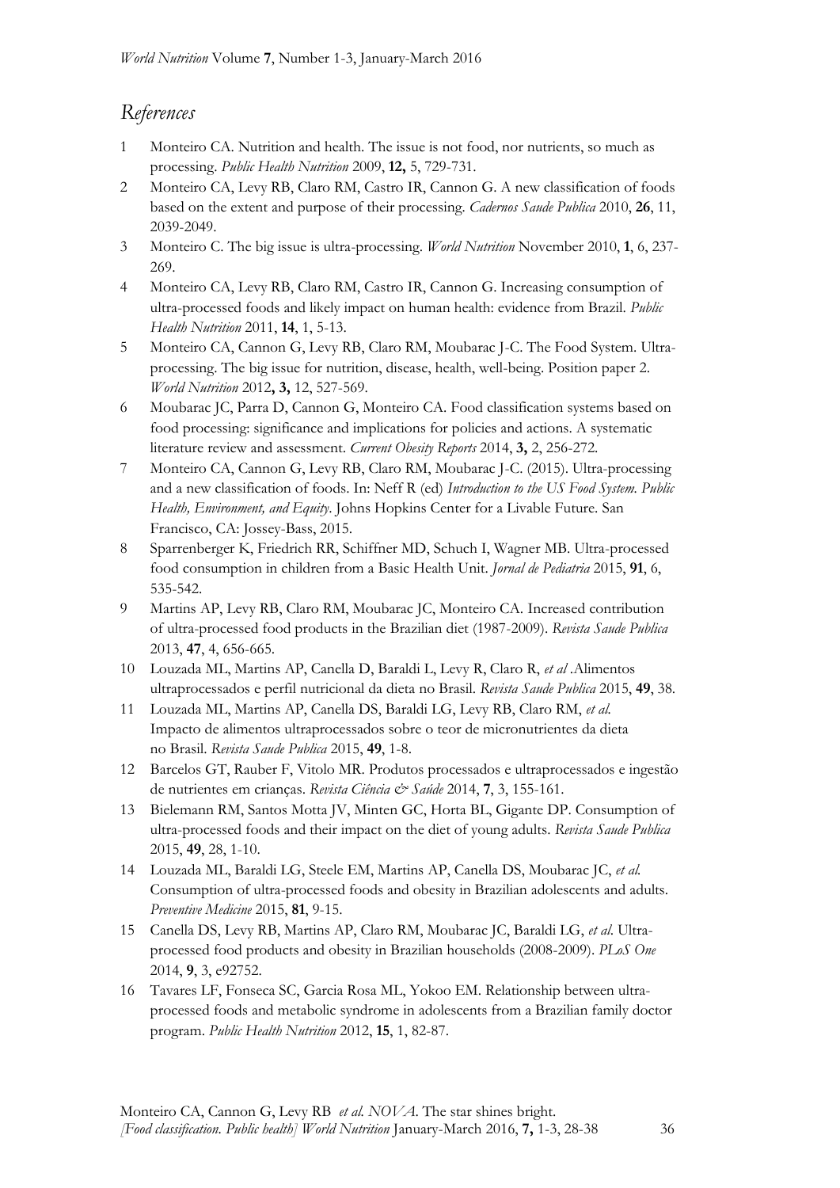## *References*

1. Monteiro CA. Nutrition and health. The issue is not food, nor nutrients, so much as processing. *Public Health Nutrition* 2009, **12,** 5, 729-731.
2. Monteiro CA, Levy RB, Claro RM, Castro IR, Cannon G. A new classification of foods based on the extent and purpose of their processing. *Cadernos Saude Publica* 2010, **26**, 11, 2039-2049.
3. Monteiro C. The big issue is ultra-processing. *World Nutrition* November 2010, **1**, 6, 237-269.
4. Monteiro CA, Levy RB, Claro RM, Castro IR, Cannon G. Increasing consumption of ultra-processed foods and likely impact on human health: evidence from Brazil. *Public Health Nutrition* 2011, **14**, 1, 5-13.
5. Monteiro CA, Cannon G, Levy RB, Claro RM, Moubarac J-C. The Food System. Ultra-processing. The big issue for nutrition, disease, health, well-being. Position paper 2. *World Nutrition* 2012**, 3,** 12, 527-569.
6. Moubarac JC, Parra D, Cannon G, Monteiro CA. Food classification systems based on food processing: significance and implications for policies and actions. A systematic literature review and assessment. *Current Obesity Reports* 2014, **3,** 2, 256-272.
7. Monteiro CA, Cannon G, Levy RB, Claro RM, Moubarac J-C. (2015). Ultra-processing and a new classification of foods. In: Neff R (ed) *Introduction to the US Food System. Public Health, Environment, and Equity*. Johns Hopkins Center for a Livable Future. San Francisco, CA: Jossey-Bass, 2015.
8. Sparrenberger K, Friedrich RR, Schiffner MD, Schuch I, Wagner MB. Ultra-processed food consumption in children from a Basic Health Unit. *Jornal de Pediatria* 2015, **91**, 6, 535-542.
9. Martins AP, Levy RB, Claro RM, Moubarac JC, Monteiro CA. Increased contribution of ultra-processed food products in the Brazilian diet (1987-2009). *Revista Saude Publica* 2013, **47**, 4, 656-665.
10. Louzada ML, Martins AP, Canella D, Baraldi L, Levy R, Claro R, *et al* .Alimentos ultraprocessados e perfil nutricional da dieta no Brasil. *Revista Saude Publica* 2015, **49**, 38.
11. Louzada ML, Martins AP, Canella DS, Baraldi LG, Levy RB, Claro RM, *et al.* Impacto de alimentos ultraprocessados sobre o teor de micronutrientes da dieta no Brasil. *Revista Saude Publica* 2015, **49**, 1-8.
12. Barcelos GT, Rauber F, Vitolo MR. Produtos processados e ultraprocessados e ingestão de nutrientes em crianças. *Revista Ciência & Saúde* 2014, **7**, 3, 155-161.
13. Bielemann RM, Santos Motta JV, Minten GC, Horta BL, Gigante DP. Consumption of ultra-processed foods and their impact on the diet of young adults. *Revista Saude Publica* 2015, **49**, 28, 1-10.
14. Louzada ML, Baraldi LG, Steele EM, Martins AP, Canella DS, Moubarac JC, *et al.* Consumption of ultra-processed foods and obesity in Brazilian adolescents and adults. *Preventive Medicine* 2015, **81**, 9-15.
15. Canella DS, Levy RB, Martins AP, Claro RM, Moubarac JC, Baraldi LG, *et al*. Ultra-processed food products and obesity in Brazilian households (2008-2009). *PLoS One* 2014, **9**, 3, e92752.
16. Tavares LF, Fonseca SC, Garcia Rosa ML, Yokoo EM. Relationship between ultra-processed foods and metabolic syndrome in adolescents from a Brazilian family doctor program. *Public Health Nutrition* 2012, **15**, 1, 82-87.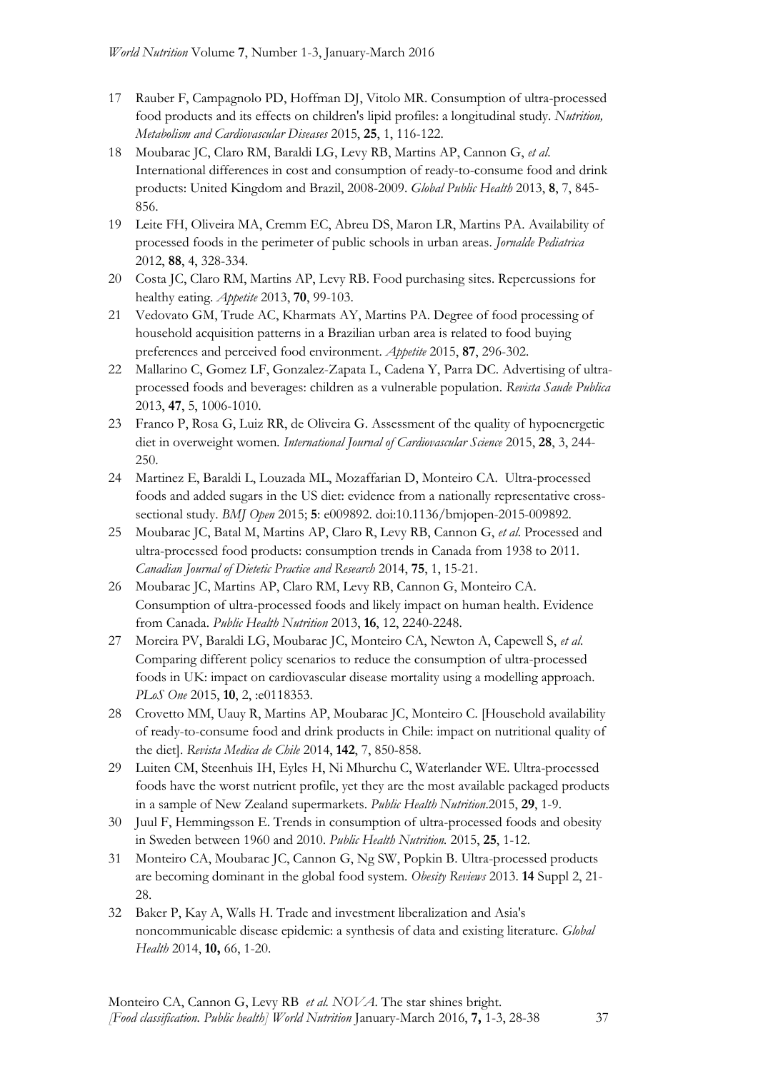17 Rauber F, Campagnolo PD, Hoffman DJ, Vitolo MR. Consumption of ultra-processed food products and its effects on children's lipid profiles: a longitudinal study. *Nutrition, Metabolism and Cardiovascular Diseases* 2015, **25**, 1, 116-122.

18 Moubarac JC, Claro RM, Baraldi LG, Levy RB, Martins AP, Cannon G, *et al*. International differences in cost and consumption of ready-to-consume food and drink products: United Kingdom and Brazil, 2008-2009. *Global Public Health* 2013, **8**, 7, 845-856.

19 Leite FH, Oliveira MA, Cremm EC, Abreu DS, Maron LR, Martins PA. Availability of processed foods in the perimeter of public schools in urban areas. *Jornalde Pediatrica* 2012, **88**, 4, 328-334.

20 Costa JC, Claro RM, Martins AP, Levy RB. Food purchasing sites. Repercussions for healthy eating. *Appetite* 2013, **70**, 99-103.

21 Vedovato GM, Trude AC, Kharmats AY, Martins PA. Degree of food processing of household acquisition patterns in a Brazilian urban area is related to food buying preferences and perceived food environment. *Appetite* 2015, **87**, 296-302.

22 Mallarino C, Gomez LF, Gonzalez-Zapata L, Cadena Y, Parra DC. Advertising of ultra-processed foods and beverages: children as a vulnerable population. *Revista Saude Publica* 2013, **47**, 5, 1006-1010.

23 Franco P, Rosa G, Luiz RR, de Oliveira G. Assessment of the quality of hypoenergetic diet in overweight women. *International Journal of Cardiovascular Science* 2015, **28**, 3, 244-250.

24 Martinez E, Baraldi L, Louzada ML, Mozaffarian D, Monteiro CA. Ultra-processed foods and added sugars in the US diet: evidence from a nationally representative cross-sectional study. *BMJ Open* 2015; **5**: e009892. doi:10.1136/bmjopen-2015-009892.

25 Moubarac JC, Batal M, Martins AP, Claro R, Levy RB, Cannon G, *et al*. Processed and ultra-processed food products: consumption trends in Canada from 1938 to 2011. *Canadian Journal of Dietetic Practice and Research* 2014, **75**, 1, 15-21.

26 Moubarac JC, Martins AP, Claro RM, Levy RB, Cannon G, Monteiro CA. Consumption of ultra-processed foods and likely impact on human health. Evidence from Canada. *Public Health Nutrition* 2013, **16**, 12, 2240-2248.

27 Moreira PV, Baraldi LG, Moubarac JC, Monteiro CA, Newton A, Capewell S, *et al*. Comparing different policy scenarios to reduce the consumption of ultra-processed foods in UK: impact on cardiovascular disease mortality using a modelling approach. *PLoS One* 2015, **10**, 2, :e0118353.

28 Crovetto MM, Uauy R, Martins AP, Moubarac JC, Monteiro C. [Household availability of ready-to-consume food and drink products in Chile: impact on nutritional quality of the diet]. *Revista Medica de Chile* 2014, **142**, 7, 850-858.

29 Luiten CM, Steenhuis IH, Eyles H, Ni Mhurchu C, Waterlander WE. Ultra-processed foods have the worst nutrient profile, yet they are the most available packaged products in a sample of New Zealand supermarkets. *Public Health Nutrition*.2015, **29**, 1-9.

30 Juul F, Hemmingsson E. Trends in consumption of ultra-processed foods and obesity in Sweden between 1960 and 2010. *Public Health Nutrition.* 2015, **25**, 1-12.

31 Monteiro CA, Moubarac JC, Cannon G, Ng SW, Popkin B. Ultra-processed products are becoming dominant in the global food system. *Obesity Reviews* 2013. **14** Suppl 2, 21-28.

32 Baker P, Kay A, Walls H. Trade and investment liberalization and Asia's noncommunicable disease epidemic: a synthesis of data and existing literature. *Global Health* 2014, **10,** 66, 1-20.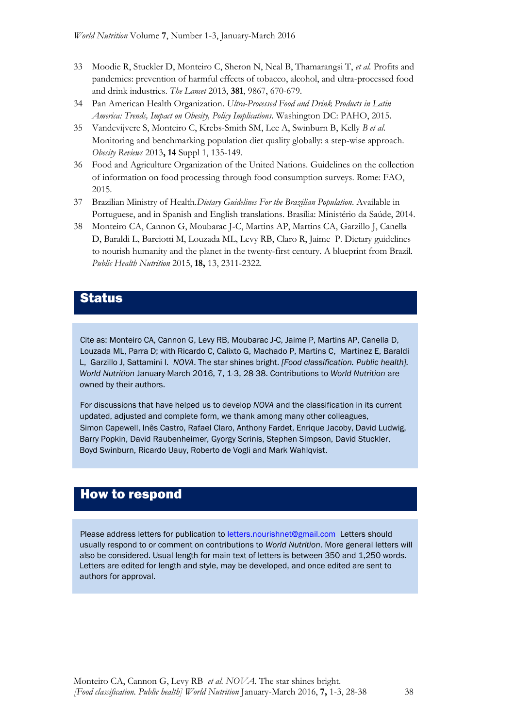33 Moodie R, Stuckler D, Monteiro C, Sheron N, Neal B, Thamarangsi T, *et al.* Profits and pandemics: prevention of harmful effects of tobacco, alcohol, and ultra-processed food and drink industries. *The Lancet* 2013, **381**, 9867, 670-679.

34 Pan American Health Organization. *Ultra-Processed Food and Drink Products in Latin America: Trends, Impact on Obesity, Policy Implications*. Washington DC: PAHO, 2015.

35 Vandevijvere S, Monteiro C, Krebs-Smith SM, Lee A, Swinburn B, Kelly *B et al.* Monitoring and benchmarking population diet quality globally: a step-wise approach. *Obesity Reviews* 2013**, 14** Suppl 1, 135-149.

36 Food and Agriculture Organization of the United Nations. Guidelines on the collection of information on food processing through food consumption surveys. Rome: FAO, 2015.

37 Brazilian Ministry of Health.*Dietary Guidelines For the Brazilian Population*. Available in Portuguese, and in Spanish and English translations. Brasília: Ministério da Saúde, 2014.

38 Monteiro CA, Cannon G, Moubarac J-C, Martins AP, Martins CA, Garzillo J, Canella D, Baraldi L, Barciotti M, Louzada ML, Levy RB, Claro R, Jaime P. Dietary guidelines to nourish humanity and the planet in the twenty-first century. A blueprint from Brazil. *Public Health Nutrition* 2015, **18,** 13, 2311-2322.

## Status

Cite as: Monteiro CA, Cannon G, Levy RB, Moubarac J-C, Jaime P, Martins AP, Canella D, Louzada ML, Parra D; with Ricardo C, Calixto G, Machado P, Martins C, Martinez E, Baraldi L, Garzillo J, Sattamini I. *NOVA*. The star shines bright. *[Food classification. Public health]. World Nutrition* January-March 2016, 7, 1-3, 28-38. Contributions to *World Nutrition* are owned by their authors.

For discussions that have helped us to develop *NOVA* and the classification in its current updated, adjusted and complete form, we thank among many other colleagues, Simon Capewell, Inês Castro, Rafael Claro, Anthony Fardet, Enrique Jacoby, David Ludwig, Barry Popkin, David Raubenheimer, Gyorgy Scrinis, Stephen Simpson, David Stuckler, Boyd Swinburn, Ricardo Uauy, Roberto de Vogli and Mark Wahlqvist.

## How to respond

Please address letters for publication to letters.nourishnet@gmail.com Letters should usually respond to or comment on contributions to *World Nutrition*. More general letters will also be considered. Usual length for main text of letters is between 350 and 1,250 words. Letters are edited for length and style, may be developed, and once edited are sent to authors for approval.